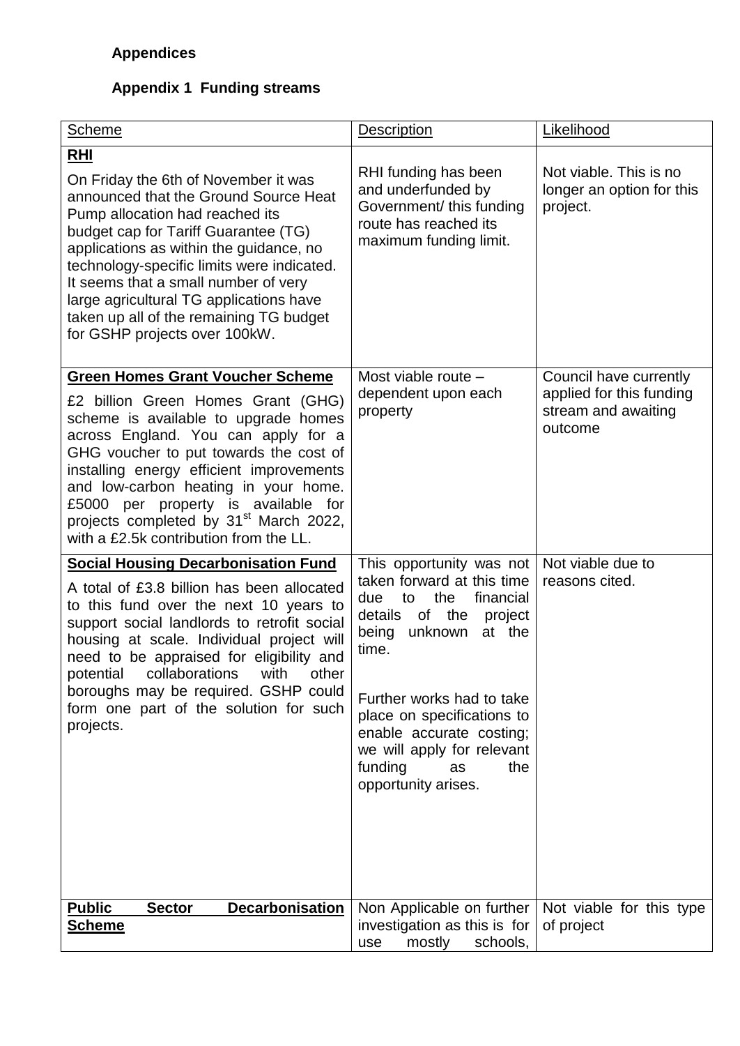**Appendices**

**Appendix 1 Funding streams**

| Scheme | Description | Likelihood |
|---|---|---|
| **RHI**<br><br>On Friday the 6th of November it was announced that the Ground Source Heat Pump allocation had reached its budget cap for Tariff Guarantee (TG) applications as within the guidance, no technology-specific limits were indicated. It seems that a small number of very large agricultural TG applications have taken up all of the remaining TG budget for GSHP projects over 100kW. | RHI funding has been and underfunded by Government/ this funding route has reached its maximum funding limit. | Not viable. This is no longer an option for this project. |
| **Green Homes Grant Voucher Scheme**<br><br>£2 billion Green Homes Grant (GHG) scheme is available to upgrade homes across England. You can apply for a GHG voucher to put towards the cost of installing energy efficient improvements and low-carbon heating in your home. £5000 per property is available for projects completed by 31st March 2022, with a £2.5k contribution from the LL. | Most viable route – dependent upon each property | Council have currently applied for this funding stream and awaiting outcome |
| **Social Housing Decarbonisation Fund**<br><br>A total of £3.8 billion has been allocated to this fund over the next 10 years to support social landlords to retrofit social housing at scale. Individual project will need to be appraised for eligibility and potential collaborations with other boroughs may be required. GSHP could form one part of the solution for such projects. | This opportunity was not taken forward at this time due to the financial details of the project being unknown at the time.<br><br>Further works had to take place on specifications to enable accurate costing; we will apply for relevant funding as the opportunity arises. | Not viable due to reasons cited. |
| **Public Sector Decarbonisation Scheme** | Non Applicable on further investigation as this is for use mostly schools, | Not viable for this type of project |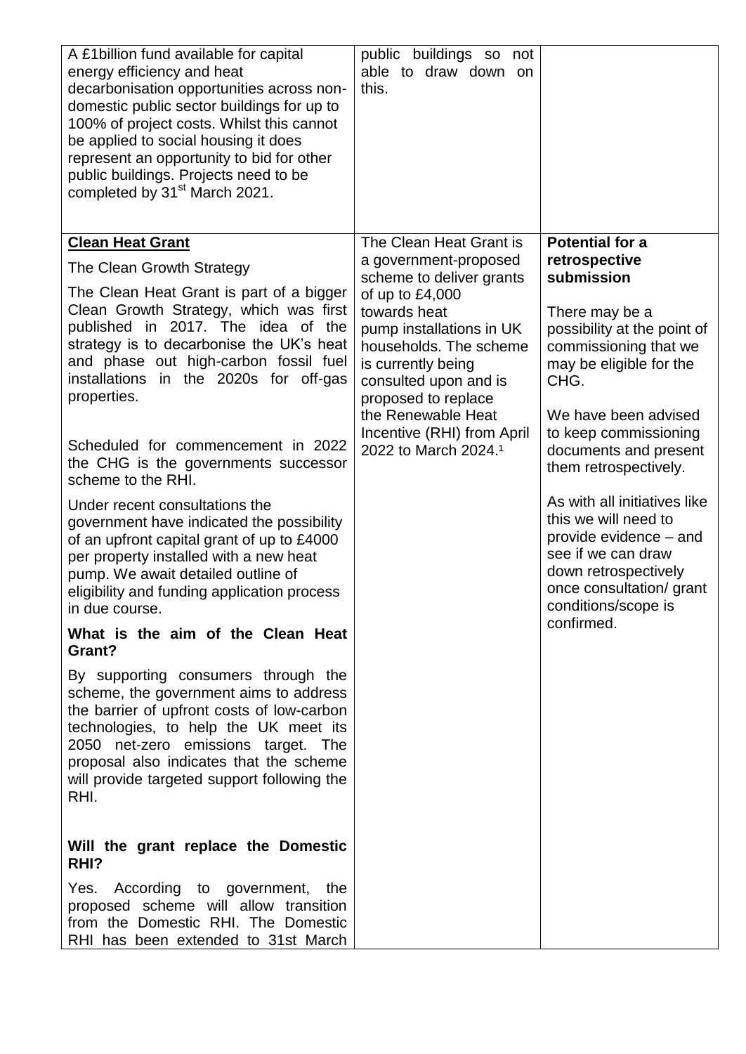| | | |
|---|---|---|
| A £1billion fund available for capital energy efficiency and heat decarbonisation opportunities across non-domestic public sector buildings for up to 100% of project costs. Whilst this cannot be applied to social housing it does represent an opportunity to bid for other public buildings. Projects need to be completed by 31st March 2021. | public buildings so not able to draw down on this. | |
| **Clean Heat Grant**<br><br>The Clean Growth Strategy<br><br>The Clean Heat Grant is part of a bigger Clean Growth Strategy, which was first published in 2017. The idea of the strategy is to decarbonise the UK's heat and phase out high-carbon fossil fuel installations in the 2020s for off-gas properties.<br><br>Scheduled for commencement in 2022 the CHG is the governments successor scheme to the RHI.<br><br>Under recent consultations the government have indicated the possibility of an upfront capital grant of up to £4000 per property installed with a new heat pump. We await detailed outline of eligibility and funding application process in due course.<br><br>**What is the aim of the Clean Heat Grant?**<br><br>By supporting consumers through the scheme, the government aims to address the barrier of upfront costs of low-carbon technologies, to help the UK meet its 2050 net-zero emissions target. The proposal also indicates that the scheme will provide targeted support following the RHI.<br><br>**Will the grant replace the Domestic RHI?**<br><br>Yes. According to government, the proposed scheme will allow transition from the Domestic RHI. The Domestic RHI has been extended to 31st March | The Clean Heat Grant is a government-proposed scheme to deliver grants of up to £4,000 towards heat pump installations in UK households. The scheme is currently being consulted upon and is proposed to replace the Renewable Heat Incentive (RHI) from April 2022 to March 2024.[1] | **Potential for a retrospective submission**<br><br>There may be a possibility at the point of commissioning that we may be eligible for the CHG.<br><br>We have been advised to keep commissioning documents and present them retrospectively.<br><br>As with all initiatives like this we will need to provide evidence – and see if we can draw down retrospectively once consultation/ grant conditions/scope is confirmed. |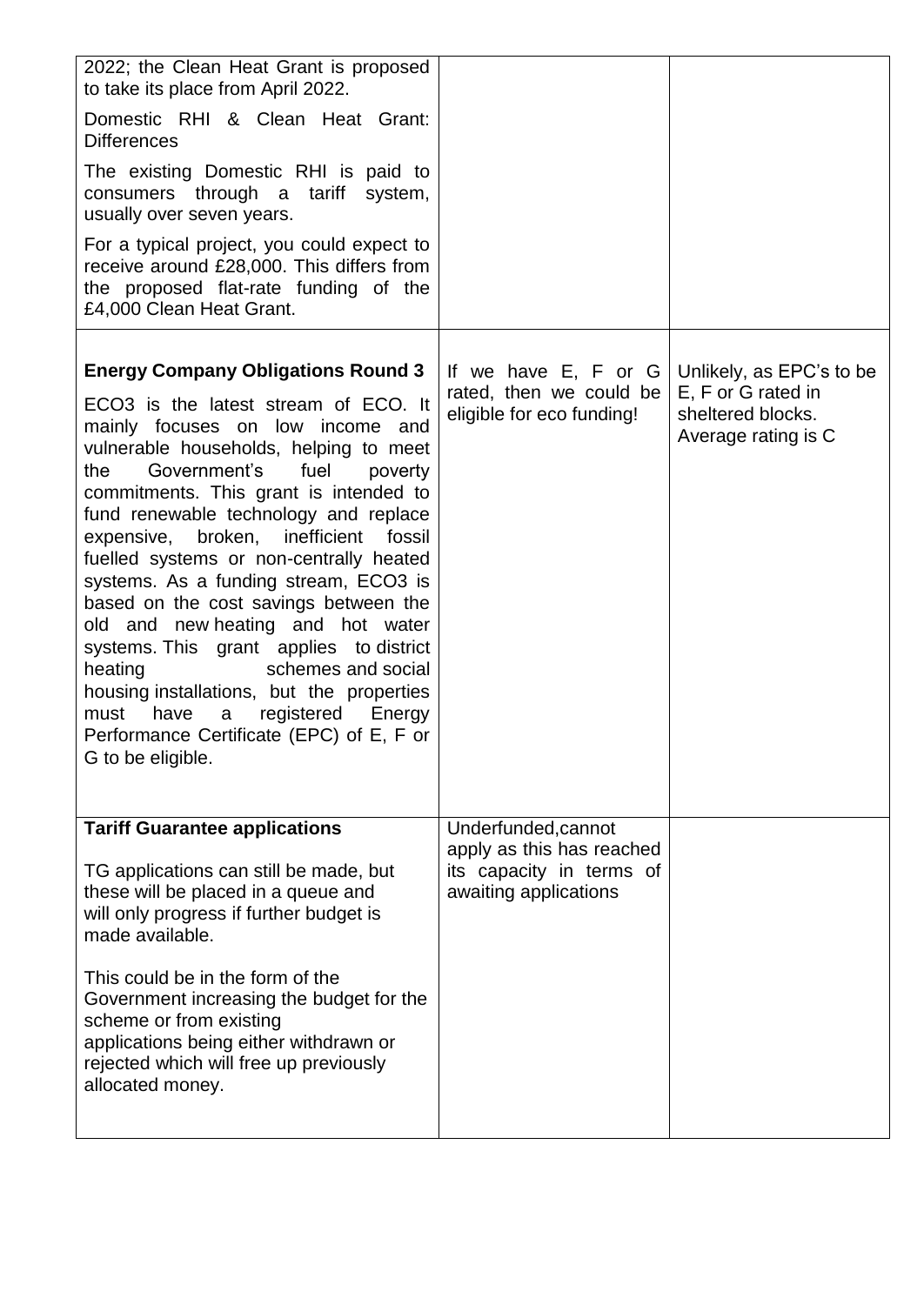| | | |
|---|---|---|
| 2022; the Clean Heat Grant is proposed to take its place from April 2022.<br><br>Domestic RHI & Clean Heat Grant: Differences<br><br>The existing Domestic RHI is paid to consumers through a tariff system, usually over seven years.<br><br>For a typical project, you could expect to receive around £28,000. This differs from the proposed flat-rate funding of the £4,000 Clean Heat Grant. | | |
| **Energy Company Obligations Round 3**<br><br>ECO3 is the latest stream of ECO. It mainly focuses on low income and vulnerable households, helping to meet the Government's fuel poverty commitments. This grant is intended to fund renewable technology and replace expensive, broken, inefficient fossil fuelled systems or non-centrally heated systems. As a funding stream, ECO3 is based on the cost savings between the old and new heating and hot water systems. This grant applies to district heating schemes and social housing installations, but the properties must have a registered Energy Performance Certificate (EPC) of E, F or G to be eligible. | If we have E, F or G rated, then we could be eligible for eco funding! | Unlikely, as EPC's to be E, F or G rated in sheltered blocks. Average rating is C |
| **Tariff Guarantee applications**<br><br>TG applications can still be made, but these will be placed in a queue and will only progress if further budget is made available.<br><br>This could be in the form of the Government increasing the budget for the scheme or from existing applications being either withdrawn or rejected which will free up previously allocated money. | Underfunded,cannot apply as this has reached its capacity in terms of awaiting applications | |